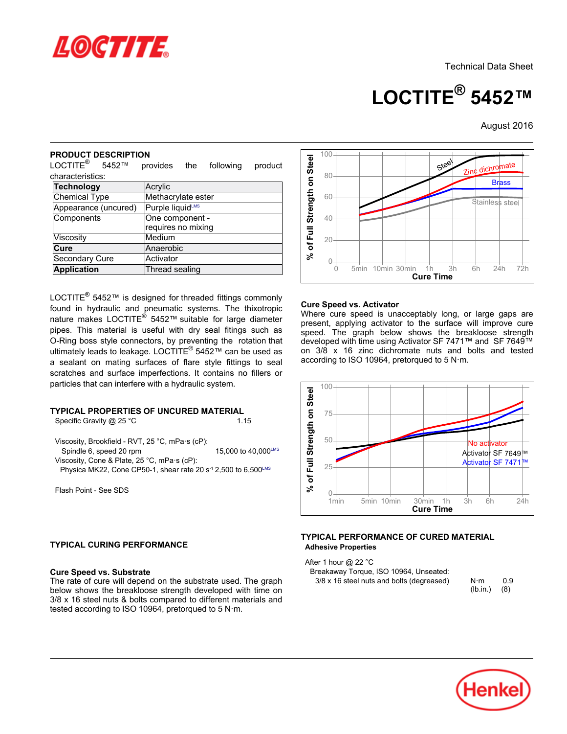Technical Data Sheet

# LOCTITE® 5452™

August 2016

## PRODUCT DESCRIPTION

LOCTITE® 5452™ provides the following product characteristics:

| | |
|---|---|
| **Technology** | Acrylic |
| Chemical Type | Methacrylate ester |
| Appearance (uncured) | Purple liquid[LMS] |
| Components | One component - requires no mixing |
| Viscosity | Medium |
| **Cure** | Anaerobic |
| Secondary Cure | Activator |
| **Application** | Thread sealing |

LOCTITE® 5452™ is designed for threaded fittings commonly found in hydraulic and pneumatic systems. The thixotropic nature makes LOCTITE® 5452™ suitable for large diameter pipes. This material is useful with dry seal fittings such as O-Ring boss style connectors, by preventing the rotation that ultimately leads to leakage. LOCTITE® 5452™ can be used as a sealant on mating surfaces of flare style fittings to seal scratches and surface imperfections. It contains no fillers or particles that can interfere with a hydraulic system.

## TYPICAL PROPERTIES OF UNCURED MATERIAL

Specific Gravity @ 25 °C 1.15

Viscosity, Brookfield - RVT, 25 °C, mPa·s (cP):
Spindle 6, speed 20 rpm 15,000 to 40,000[LMS]

Viscosity, Cone & Plate, 25 °C, mPa·s (cP):
Physica MK22, Cone CP50-1, shear rate 20 $s^{-1}$ 2,500 to 6,500[LMS]

Flash Point - See SDS

## TYPICAL CURING PERFORMANCE

### Cure Speed vs. Substrate

The rate of cure will depend on the substrate used. The graph below shows the breakloose strength developed with time on 3/8 x 16 steel nuts & bolts compared to different materials and tested according to ISO 10964, pretorqued to 5 N·m.

### Cure Speed vs. Activator

Where cure speed is unacceptably long, or large gaps are present, applying activator to the surface will improve cure speed. The graph below shows the breakloose strength developed with time using Activator SF 7471™ and SF 7649™ on 3/8 x 16 zinc dichromate nuts and bolts and tested according to ISO 10964, pretorqued to 5 N·m.

## TYPICAL PERFORMANCE OF CURED MATERIAL

### Adhesive Properties

After 1 hour @ 22 °C

Breakaway Torque, ISO 10964, Unseated:
3/8 x 16 steel nuts and bolts (degreased) N·m 0.9 (lb.in.) (8)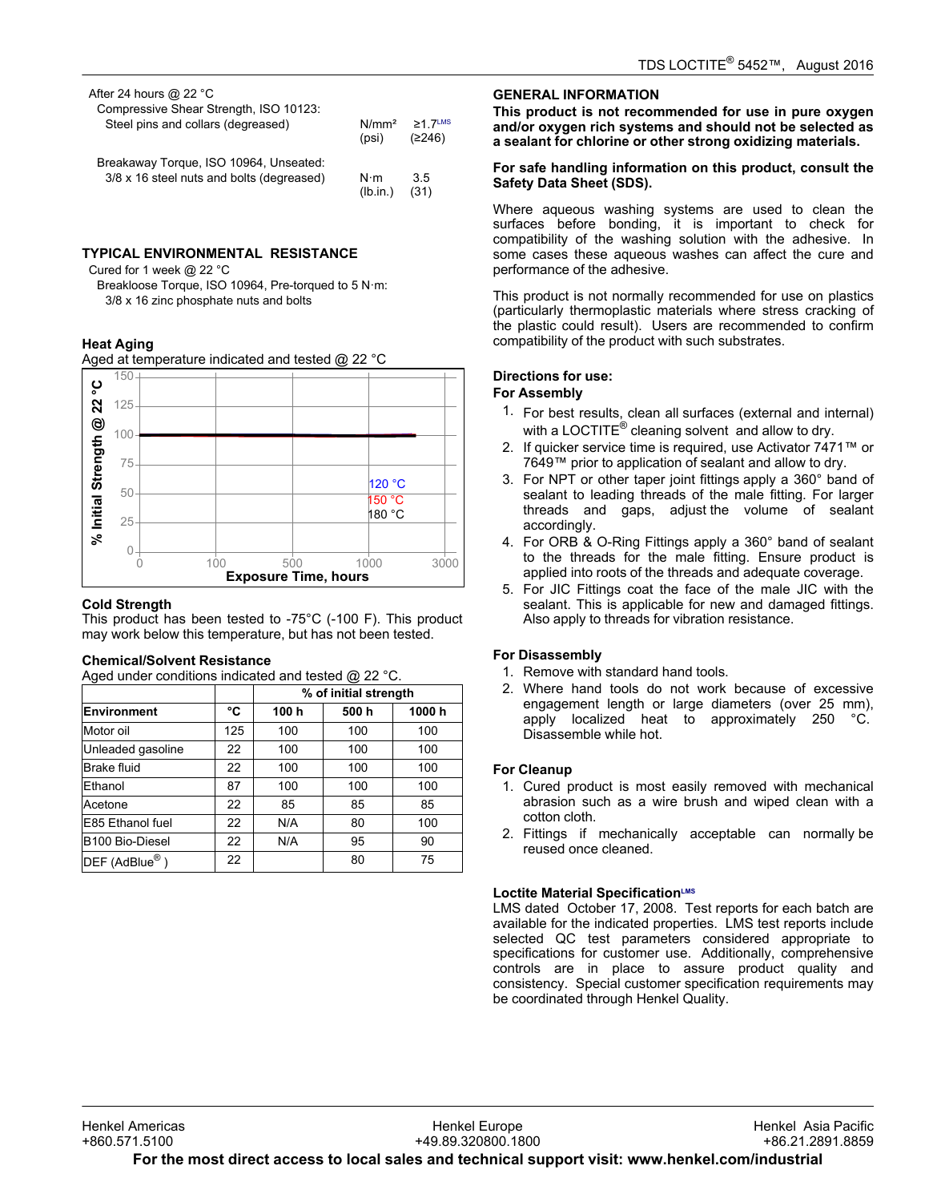After 24 hours @ 22 °C

Compressive Shear Strength, ISO 10123:

| | | |
|---|---|---|
| Steel pins and collars (degreased) | N/mm² (psi) | ≥1.7[LMS] (≥246) |

Breakaway Torque, ISO 10964, Unseated:

| | | |
|---|---|---|
| 3/8 x 16 steel nuts and bolts (degreased) | N·m (lb.in.) | 3.5 (31) |

## TYPICAL ENVIRONMENTAL RESISTANCE

Cured for 1 week @ 22 °C

Breakloose Torque, ISO 10964, Pre-torqued to 5 N·m:

3/8 x 16 zinc phosphate nuts and bolts

### Heat Aging

Aged at temperature indicated and tested @ 22 °C

% Initial Strength @ 22 °C vs. Exposure Time, hours (0, 100, 500, 1000, 3000); curves for 120 °C, 150 °C, 180 °C

### Cold Strength

This product has been tested to -75°C (-100 F). This product may work below this temperature, but has not been tested.

### Chemical/Solvent Resistance

Aged under conditions indicated and tested @ 22 °C.

| | | % of initial strength | | |
|---|---|---|---|---|
| **Environment** | **°C** | **100 h** | **500 h** | **1000 h** |
| Motor oil | 125 | 100 | 100 | 100 |
| Unleaded gasoline | 22 | 100 | 100 | 100 |
| Brake fluid | 22 | 100 | 100 | 100 |
| Ethanol | 87 | 100 | 100 | 100 |
| Acetone | 22 | 85 | 85 | 85 |
| E85 Ethanol fuel | 22 | N/A | 80 | 100 |
| B100 Bio-Diesel | 22 | N/A | 95 | 90 |
| DEF (AdBlue®) | 22 | | 80 | 75 |

## GENERAL INFORMATION

**This product is not recommended for use in pure oxygen and/or oxygen rich systems and should not be selected as a sealant for chlorine or other strong oxidizing materials.**

**For safe handling information on this product, consult the Safety Data Sheet (SDS).**

Where aqueous washing systems are used to clean the surfaces before bonding, it is important to check for compatibility of the washing solution with the adhesive. In some cases these aqueous washes can affect the cure and performance of the adhesive.

This product is not normally recommended for use on plastics (particularly thermoplastic materials where stress cracking of the plastic could result). Users are recommended to confirm compatibility of the product with such substrates.

### Directions for use:

**For Assembly**

1. For best results, clean all surfaces (external and internal) with a LOCTITE® cleaning solvent and allow to dry.
2. If quicker service time is required, use Activator 7471™ or 7649™ prior to application of sealant and allow to dry.
3. For NPT or other taper joint fittings apply a 360° band of sealant to leading threads of the male fitting. For larger threads and gaps, adjust the volume of sealant accordingly.
4. For ORB & O-Ring Fittings apply a 360° band of sealant to the threads for the male fitting. Ensure product is applied into roots of the threads and adequate coverage.
5. For JIC Fittings coat the face of the male JIC with the sealant. This is applicable for new and damaged fittings. Also apply to threads for vibration resistance.

**For Disassembly**

1. Remove with standard hand tools.
2. Where hand tools do not work because of excessive engagement length or large diameters (over 25 mm), apply localized heat to approximately 250 °C. Disassemble while hot.

**For Cleanup**

1. Cured product is most easily removed with mechanical abrasion such as a wire brush and wiped clean with a cotton cloth.
2. Fittings if mechanically acceptable can normally be reused once cleaned.

### Loctite Material Specification[LMS]

LMS dated October 17, 2008. Test reports for each batch are available for the indicated properties. LMS test reports include selected QC test parameters considered appropriate to specifications for customer use. Additionally, comprehensive controls are in place to assure product quality and consistency. Special customer specification requirements may be coordinated through Henkel Quality.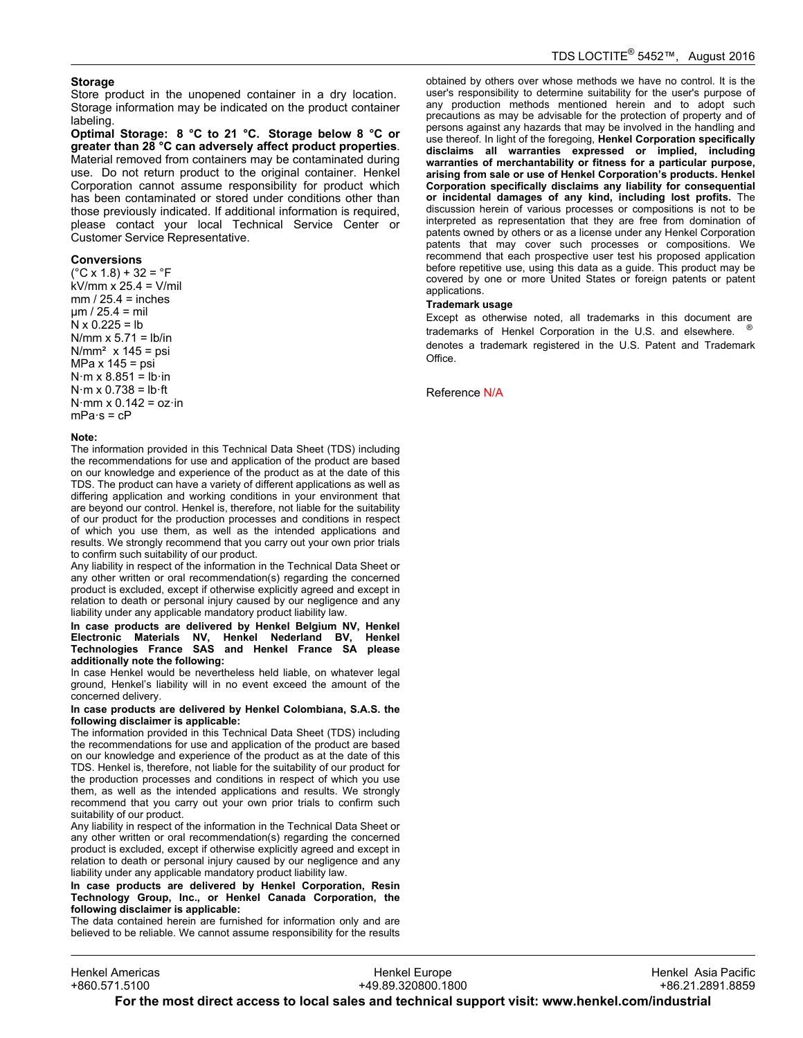### Storage

Store product in the unopened container in a dry location. Storage information may be indicated on the product container labeling.

**Optimal Storage: 8 °C to 21 °C. Storage below 8 °C or greater than 28 °C can adversely affect product properties**. Material removed from containers may be contaminated during use. Do not return product to the original container. Henkel Corporation cannot assume responsibility for product which has been contaminated or stored under conditions other than those previously indicated. If additional information is required, please contact your local Technical Service Center or Customer Service Representative.

### Conversions

(°C x 1.8) + 32 = °F
kV/mm x 25.4 = V/mil
mm / 25.4 = inches
µm / 25.4 = mil
N x 0.225 = lb
N/mm x 5.71 = lb/in
N/mm² x 145 = psi
MPa x 145 = psi
N·m x 8.851 = lb·in
N·m x 0.738 = lb·ft
N·mm x 0.142 = oz·in
mPa·s = cP

#### Note:

The information provided in this Technical Data Sheet (TDS) including the recommendations for use and application of the product are based on our knowledge and experience of the product as at the date of this TDS. The product can have a variety of different applications as well as differing application and working conditions in your environment that are beyond our control. Henkel is, therefore, not liable for the suitability of our product for the production processes and conditions in respect of which you use them, as well as the intended applications and results. We strongly recommend that you carry out your own prior trials to confirm such suitability of our product.

Any liability in respect of the information in the Technical Data Sheet or any other written or oral recommendation(s) regarding the concerned product is excluded, except if otherwise explicitly agreed and except in relation to death or personal injury caused by our negligence and any liability under any applicable mandatory product liability law.

**In case products are delivered by Henkel Belgium NV, Henkel Electronic Materials NV, Henkel Nederland BV, Henkel Technologies France SAS and Henkel France SA please additionally note the following:**

In case Henkel would be nevertheless held liable, on whatever legal ground, Henkel's liability will in no event exceed the amount of the concerned delivery.

**In case products are delivered by Henkel Colombiana, S.A.S. the following disclaimer is applicable:**

The information provided in this Technical Data Sheet (TDS) including the recommendations for use and application of the product are based on our knowledge and experience of the product as at the date of this TDS. Henkel is, therefore, not liable for the suitability of our product for the production processes and conditions in respect of which you use them, as well as the intended applications and results. We strongly recommend that you carry out your own prior trials to confirm such suitability of our product.

Any liability in respect of the information in the Technical Data Sheet or any other written or oral recommendation(s) regarding the concerned product is excluded, except if otherwise explicitly agreed and except in relation to death or personal injury caused by our negligence and any liability under any applicable mandatory product liability law.

**In case products are delivered by Henkel Corporation, Resin Technology Group, Inc., or Henkel Canada Corporation, the following disclaimer is applicable:**

The data contained herein are furnished for information only and are believed to be reliable. We cannot assume responsibility for the results obtained by others over whose methods we have no control. It is the user's responsibility to determine suitability for the user's purpose of any production methods mentioned herein and to adopt such precautions as may be advisable for the protection of property and of persons against any hazards that may be involved in the handling and use thereof. In light of the foregoing, **Henkel Corporation specifically disclaims all warranties expressed or implied, including warranties of merchantability or fitness for a particular purpose, arising from sale or use of Henkel Corporation's products. Henkel Corporation specifically disclaims any liability for consequential or incidental damages of any kind, including lost profits.** The discussion herein of various processes or compositions is not to be interpreted as representation that they are free from domination of patents owned by others or as a license under any Henkel Corporation patents that may cover such processes or compositions. We recommend that each prospective user test his proposed application before repetitive use, using this data as a guide. This product may be covered by one or more United States or foreign patents or patent applications.

#### Trademark usage

Except as otherwise noted, all trademarks in this document are trademarks of Henkel Corporation in the U.S. and elsewhere. ® denotes a trademark registered in the U.S. Patent and Trademark Office.

Reference N/A

Henkel Americas
+860.571.5100

Henkel Europe
+49.89.320800.1800

Henkel Asia Pacific
+86.21.2891.8859

**For the most direct access to local sales and technical support visit: www.henkel.com/industrial**